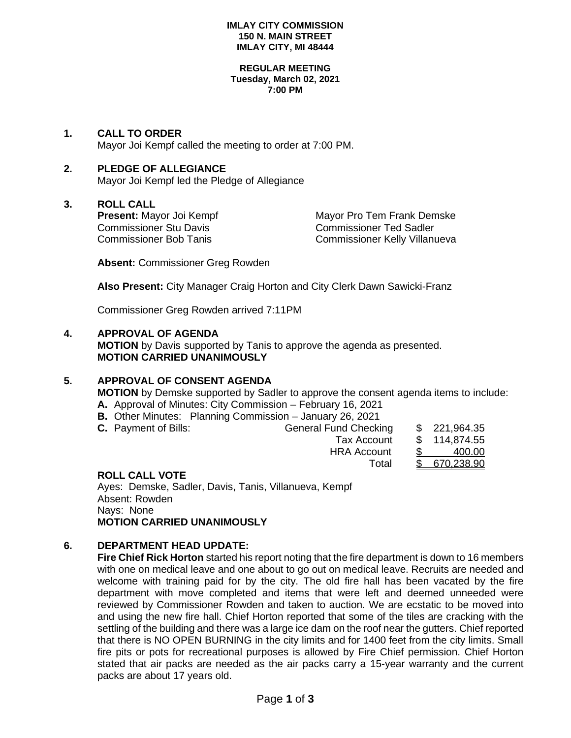**IMLAY CITY COMMISSION**
**150 N. MAIN STREET**
**IMLAY CITY, MI 48444**

**REGULAR MEETING**
**Tuesday, March 02, 2021**
**7:00 PM**

## 1. CALL TO ORDER

Mayor Joi Kempf called the meeting to order at 7:00 PM.

## 2. PLEDGE OF ALLEGIANCE

Mayor Joi Kempf led the Pledge of Allegiance

## 3. ROLL CALL

**Present:** Mayor Joi Kempf, Mayor Pro Tem Frank Demske, Commissioner Stu Davis, Commissioner Ted Sadler, Commissioner Bob Tanis, Commissioner Kelly Villanueva

**Absent:** Commissioner Greg Rowden

**Also Present:** City Manager Craig Horton and City Clerk Dawn Sawicki-Franz

Commissioner Greg Rowden arrived 7:11PM

## 4. APPROVAL OF AGENDA

**MOTION** by Davis supported by Tanis to approve the agenda as presented.
**MOTION CARRIED UNANIMOUSLY**

## 5. APPROVAL OF CONSENT AGENDA

**MOTION** by Demske supported by Sadler to approve the consent agenda items to include:

**A.** Approval of Minutes: City Commission – February 16, 2021
**B.** Other Minutes: Planning Commission – January 26, 2021
**C.** Payment of Bills:

| | |
|---|---|
| General Fund Checking | $ 221,964.35 |
| Tax Account | $ 114,874.55 |
| HRA Account | $ 400.00 |
| Total | $ 670,238.90 |

**ROLL CALL VOTE**
Ayes: Demske, Sadler, Davis, Tanis, Villanueva, Kempf
Absent: Rowden
Nays: None
**MOTION CARRIED UNANIMOUSLY**

## 6. DEPARTMENT HEAD UPDATE:

**Fire Chief Rick Horton** started his report noting that the fire department is down to 16 members with one on medical leave and one about to go out on medical leave. Recruits are needed and welcome with training paid for by the city. The old fire hall has been vacated by the fire department with move completed and items that were left and deemed unneeded were reviewed by Commissioner Rowden and taken to auction. We are ecstatic to be moved into and using the new fire hall. Chief Horton reported that some of the tiles are cracking with the settling of the building and there was a large ice dam on the roof near the gutters. Chief reported that there is NO OPEN BURNING in the city limits and for 1400 feet from the city limits. Small fire pits or pots for recreational purposes is allowed by Fire Chief permission. Chief Horton stated that air packs are needed as the air packs carry a 15-year warranty and the current packs are about 17 years old.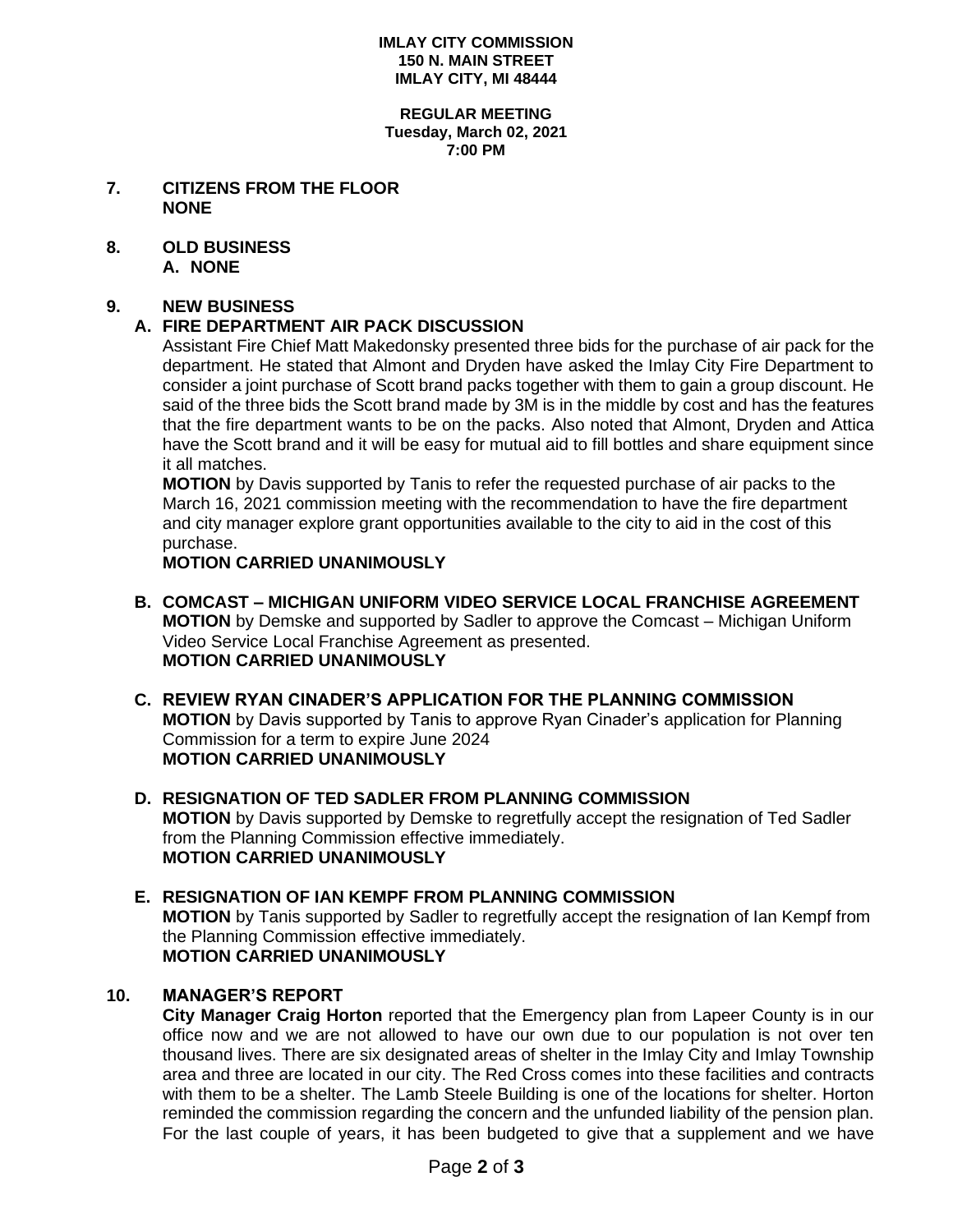**IMLAY CITY COMMISSION**
**150 N. MAIN STREET**
**IMLAY CITY, MI 48444**

**REGULAR MEETING**
**Tuesday, March 02, 2021**
**7:00 PM**

**7. CITIZENS FROM THE FLOOR**
**NONE**

**8. OLD BUSINESS**
**A. NONE**

**9. NEW BUSINESS**

**A. FIRE DEPARTMENT AIR PACK DISCUSSION**

Assistant Fire Chief Matt Makedonsky presented three bids for the purchase of air pack for the department. He stated that Almont and Dryden have asked the Imlay City Fire Department to consider a joint purchase of Scott brand packs together with them to gain a group discount. He said of the three bids the Scott brand made by 3M is in the middle by cost and has the features that the fire department wants to be on the packs. Also noted that Almont, Dryden and Attica have the Scott brand and it will be easy for mutual aid to fill bottles and share equipment since it all matches.

**MOTION** by Davis supported by Tanis to refer the requested purchase of air packs to the March 16, 2021 commission meeting with the recommendation to have the fire department and city manager explore grant opportunities available to the city to aid in the cost of this purchase.
**MOTION CARRIED UNANIMOUSLY**

**B. COMCAST – MICHIGAN UNIFORM VIDEO SERVICE LOCAL FRANCHISE AGREEMENT**

**MOTION** by Demske and supported by Sadler to approve the Comcast – Michigan Uniform Video Service Local Franchise Agreement as presented.
**MOTION CARRIED UNANIMOUSLY**

**C. REVIEW RYAN CINADER'S APPLICATION FOR THE PLANNING COMMISSION**

**MOTION** by Davis supported by Tanis to approve Ryan Cinader's application for Planning Commission for a term to expire June 2024
**MOTION CARRIED UNANIMOUSLY**

**D. RESIGNATION OF TED SADLER FROM PLANNING COMMISSION**

**MOTION** by Davis supported by Demske to regretfully accept the resignation of Ted Sadler from the Planning Commission effective immediately.
**MOTION CARRIED UNANIMOUSLY**

**E. RESIGNATION OF IAN KEMPF FROM PLANNING COMMISSION**

**MOTION** by Tanis supported by Sadler to regretfully accept the resignation of Ian Kempf from the Planning Commission effective immediately.
**MOTION CARRIED UNANIMOUSLY**

**10. MANAGER'S REPORT**

**City Manager Craig Horton** reported that the Emergency plan from Lapeer County is in our office now and we are not allowed to have our own due to our population is not over ten thousand lives. There are six designated areas of shelter in the Imlay City and Imlay Township area and three are located in our city. The Red Cross comes into these facilities and contracts with them to be a shelter. The Lamb Steele Building is one of the locations for shelter. Horton reminded the commission regarding the concern and the unfunded liability of the pension plan. For the last couple of years, it has been budgeted to give that a supplement and we have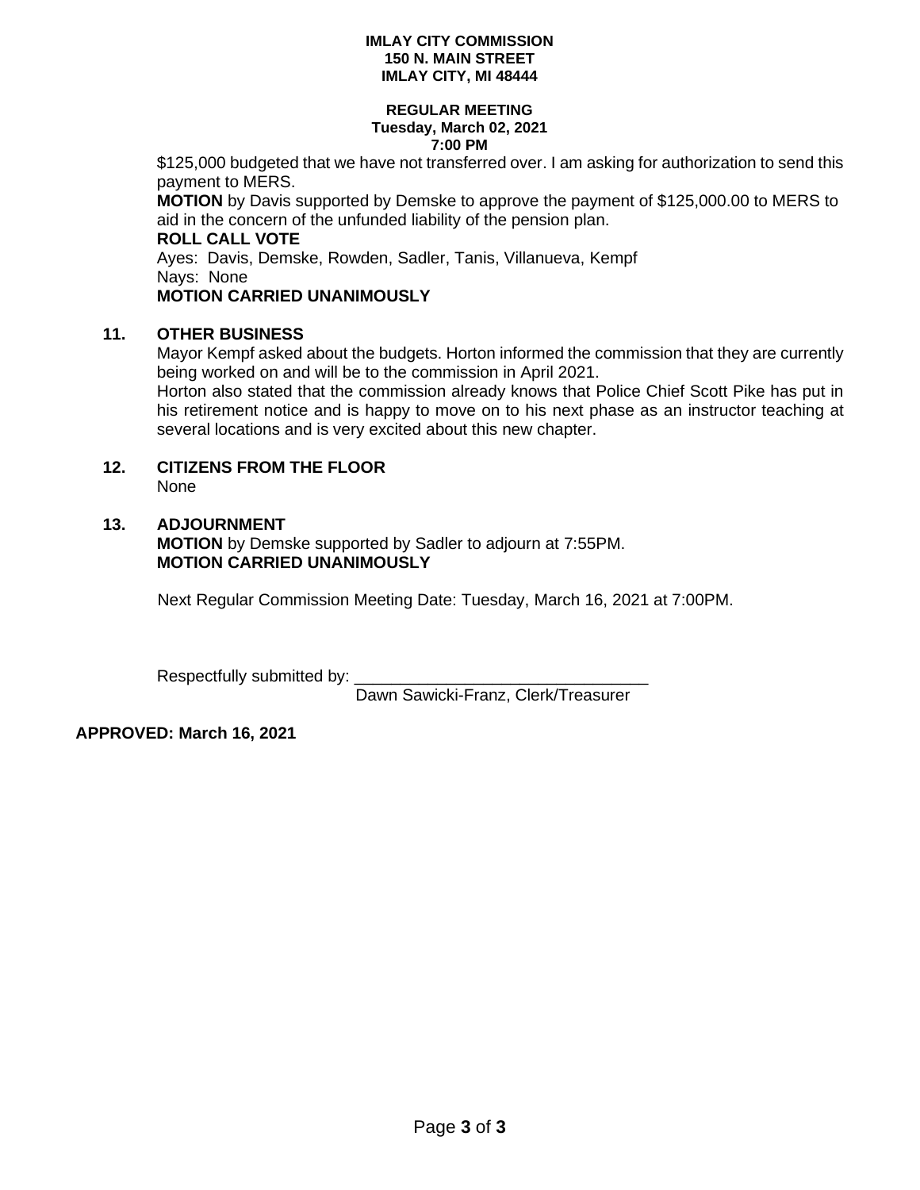$125,000 budgeted that we have not transferred over. I am asking for authorization to send this payment to MERS.

**MOTION** by Davis supported by Demske to approve the payment of $125,000.00 to MERS to aid in the concern of the unfunded liability of the pension plan.

**ROLL CALL VOTE**

Ayes: Davis, Demske, Rowden, Sadler, Tanis, Villanueva, Kempf
Nays: None

**MOTION CARRIED UNANIMOUSLY**

**11. OTHER BUSINESS**

Mayor Kempf asked about the budgets. Horton informed the commission that they are currently being worked on and will be to the commission in April 2021.

Horton also stated that the commission already knows that Police Chief Scott Pike has put in his retirement notice and is happy to move on to his next phase as an instructor teaching at several locations and is very excited about this new chapter.

**12. CITIZENS FROM THE FLOOR**

None

**13. ADJOURNMENT**

**MOTION** by Demske supported by Sadler to adjourn at 7:55PM.

**MOTION CARRIED UNANIMOUSLY**

Next Regular Commission Meeting Date: Tuesday, March 16, 2021 at 7:00PM.

Respectfully submitted by: \_\_\_\_\_\_\_\_\_\_\_\_\_\_\_\_\_\_\_\_\_\_\_\_\_\_\_\_\_\_\_\_
Dawn Sawicki-Franz, Clerk/Treasurer

**APPROVED: March 16, 2021**